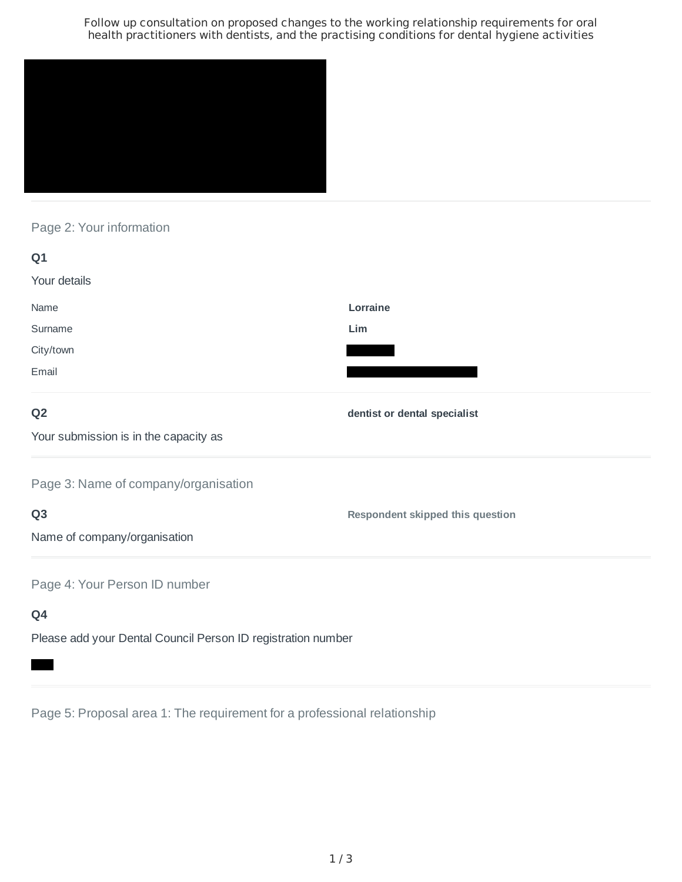Follow up consultation on proposed changes to the working relationship requirements for oral health practitioners with dentists, and the practising conditions for dental hygiene activities

## Page 2: Your information

### Q1

Your details

| | |
|---|---|
| Name | **Lorraine** |
| Surname | **Lim** |
| City/town | |
| Email | |

### Q2

Your submission is in the capacity as

**dentist or dental specialist**

## Page 3: Name of company/organisation

### Q3

Name of company/organisation

**Respondent skipped this question**

## Page 4: Your Person ID number

### Q4

Please add your Dental Council Person ID registration number

## Page 5: Proposal area 1: The requirement for a professional relationship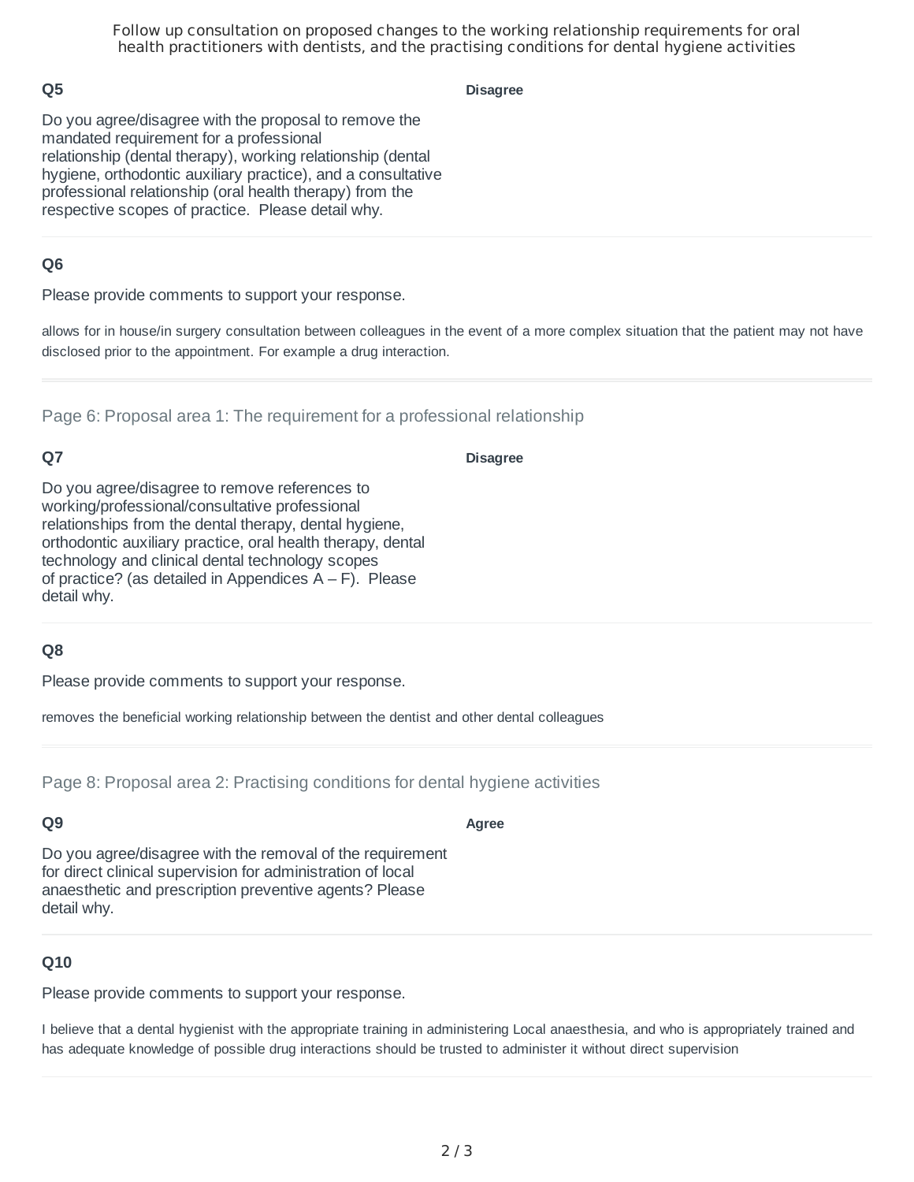## Q5

Do you agree/disagree with the proposal to remove the mandated requirement for a professional relationship (dental therapy), working relationship (dental hygiene, orthodontic auxiliary practice), and a consultative professional relationship (oral health therapy) from the respective scopes of practice. Please detail why.

**Disagree**

## Q6

Please provide comments to support your response.

allows for in house/in surgery consultation between colleagues in the event of a more complex situation that the patient may not have disclosed prior to the appointment. For example a drug interaction.

---

Page 6: Proposal area 1: The requirement for a professional relationship

## Q7

Do you agree/disagree to remove references to working/professional/consultative professional relationships from the dental therapy, dental hygiene, orthodontic auxiliary practice, oral health therapy, dental technology and clinical dental technology scopes of practice? (as detailed in Appendices A – F). Please detail why.

**Disagree**

## Q8

Please provide comments to support your response.

removes the beneficial working relationship between the dentist and other dental colleagues

---

Page 8: Proposal area 2: Practising conditions for dental hygiene activities

## Q9

Do you agree/disagree with the removal of the requirement for direct clinical supervision for administration of local anaesthetic and prescription preventive agents? Please detail why.

**Agree**

## Q10

Please provide comments to support your response.

I believe that a dental hygienist with the appropriate training in administering Local anaesthesia, and who is appropriately trained and has adequate knowledge of possible drug interactions should be trusted to administer it without direct supervision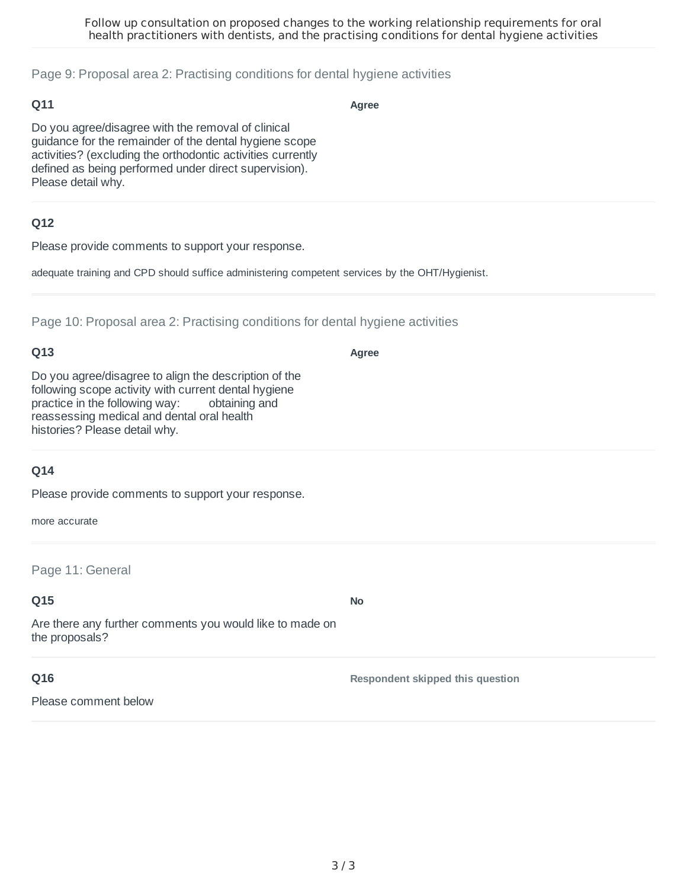## Page 9: Proposal area 2: Practising conditions for dental hygiene activities

**Q11**

Do you agree/disagree with the removal of clinical guidance for the remainder of the dental hygiene scope activities? (excluding the orthodontic activities currently defined as being performed under direct supervision). Please detail why.

**Agree**

**Q12**

Please provide comments to support your response.

adequate training and CPD should suffice administering competent services by the OHT/Hygienist.

## Page 10: Proposal area 2: Practising conditions for dental hygiene activities

**Q13**

Do you agree/disagree to align the description of the following scope activity with current dental hygiene practice in the following way: obtaining and reassessing medical and dental oral health histories? Please detail why.

**Agree**

**Q14**

Please provide comments to support your response.

more accurate

## Page 11: General

**Q15**

Are there any further comments you would like to made on the proposals?

**No**

**Q16**

Please comment below

**Respondent skipped this question**